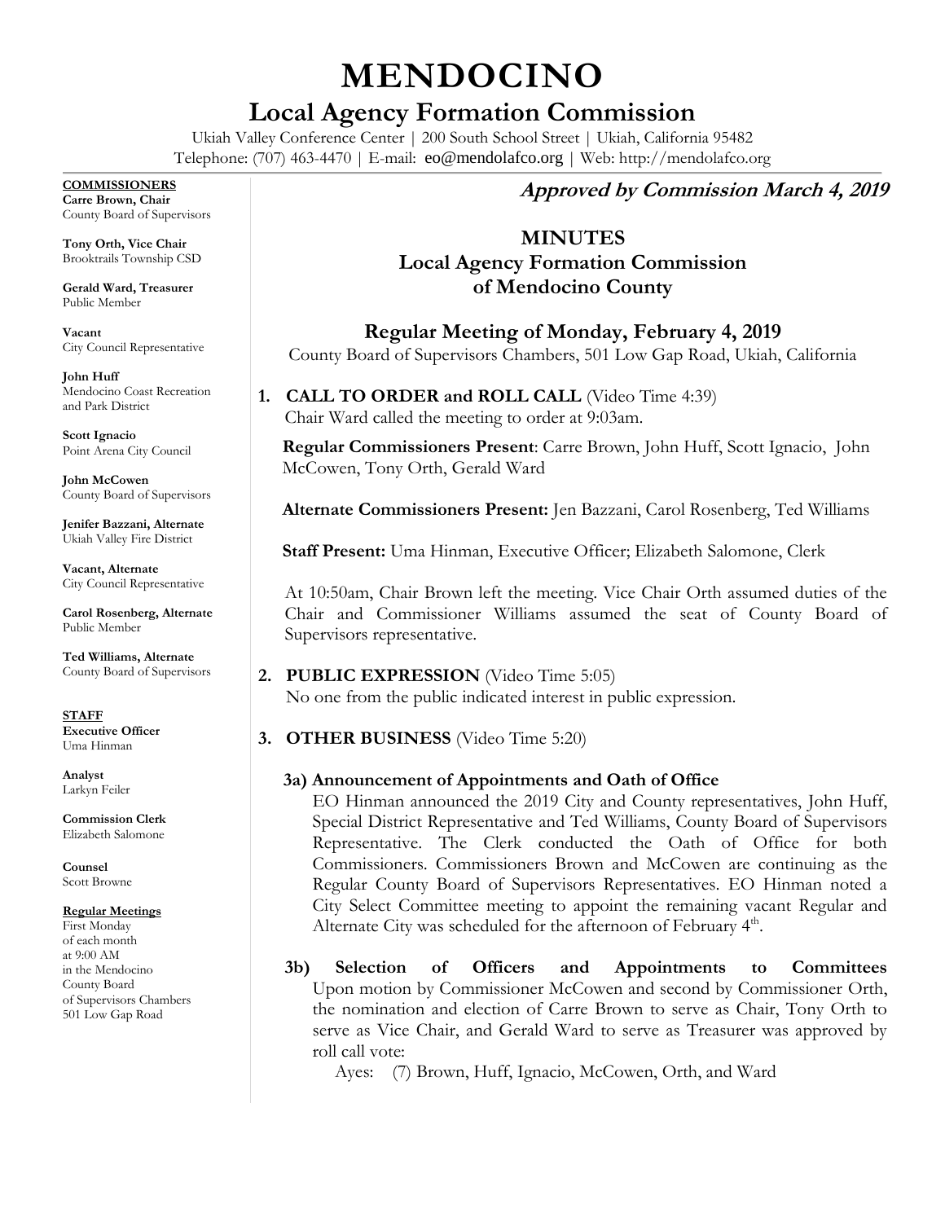# MENDOCINO

## Local Agency Formation Commission

Ukiah Valley Conference Center | 200 South School Street | Ukiah, California 95482
Telephone: (707) 463-4470 | E-mail: eo@mendolafco.org | Web: http://mendolafco.org

**COMMISSIONERS**

**Carre Brown, Chair**
County Board of Supervisors

**Tony Orth, Vice Chair**
Brooktrails Township CSD

**Gerald Ward, Treasurer**
Public Member

**Vacant**
City Council Representative

**John Huff**
Mendocino Coast Recreation and Park District

**Scott Ignacio**
Point Arena City Council

**John McCowen**
County Board of Supervisors

**Jenifer Bazzani, Alternate**
Ukiah Valley Fire District

**Vacant, Alternate**
City Council Representative

**Carol Rosenberg, Alternate**
Public Member

**Ted Williams, Alternate**
County Board of Supervisors

**STAFF**

**Executive Officer**
Uma Hinman

**Analyst**
Larkyn Feiler

**Commission Clerk**
Elizabeth Salomone

**Counsel**
Scott Browne

**Regular Meetings**
First Monday of each month at 9:00 AM in the Mendocino County Board of Supervisors Chambers 501 Low Gap Road

***Approved by Commission March 4, 2019***

### MINUTES
### Local Agency Formation Commission of Mendocino County

### Regular Meeting of Monday, February 4, 2019

County Board of Supervisors Chambers, 501 Low Gap Road, Ukiah, California

1. **CALL TO ORDER and ROLL CALL** (Video Time 4:39)
   Chair Ward called the meeting to order at 9:03am.

   **Regular Commissioners Present**: Carre Brown, John Huff, Scott Ignacio, John McCowen, Tony Orth, Gerald Ward

   **Alternate Commissioners Present:** Jen Bazzani, Carol Rosenberg, Ted Williams

   **Staff Present:** Uma Hinman, Executive Officer; Elizabeth Salomone, Clerk

   At 10:50am, Chair Brown left the meeting. Vice Chair Orth assumed duties of the Chair and Commissioner Williams assumed the seat of County Board of Supervisors representative.

2. **PUBLIC EXPRESSION** (Video Time 5:05)
   No one from the public indicated interest in public expression.

3. **OTHER BUSINESS** (Video Time 5:20)

   **3a) Announcement of Appointments and Oath of Office**
   EO Hinman announced the 2019 City and County representatives, John Huff, Special District Representative and Ted Williams, County Board of Supervisors Representative. The Clerk conducted the Oath of Office for both Commissioners. Commissioners Brown and McCowen are continuing as the Regular County Board of Supervisors Representatives. EO Hinman noted a City Select Committee meeting to appoint the remaining vacant Regular and Alternate City was scheduled for the afternoon of February 4th.

   **3b) Selection of Officers and Appointments to Committees**
   Upon motion by Commissioner McCowen and second by Commissioner Orth, the nomination and election of Carre Brown to serve as Chair, Tony Orth to serve as Vice Chair, and Gerald Ward to serve as Treasurer was approved by roll call vote:
   Ayes: (7) Brown, Huff, Ignacio, McCowen, Orth, and Ward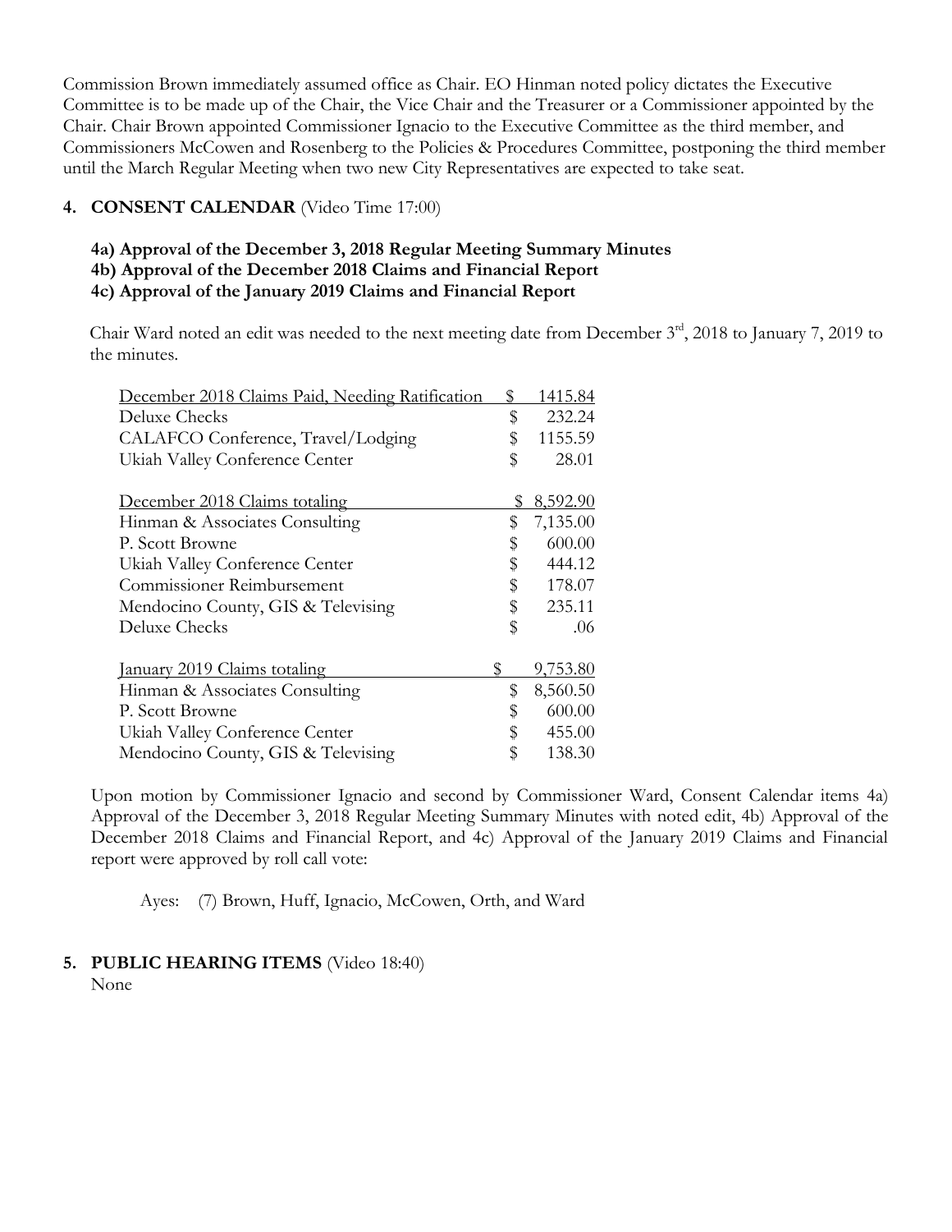Commission Brown immediately assumed office as Chair. EO Hinman noted policy dictates the Executive Committee is to be made up of the Chair, the Vice Chair and the Treasurer or a Commissioner appointed by the Chair. Chair Brown appointed Commissioner Ignacio to the Executive Committee as the third member, and Commissioners McCowen and Rosenberg to the Policies & Procedures Committee, postponing the third member until the March Regular Meeting when two new City Representatives are expected to take seat.

## 4. CONSENT CALENDAR (Video Time 17:00)

**4a) Approval of the December 3, 2018 Regular Meeting Summary Minutes**
**4b) Approval of the December 2018 Claims and Financial Report**
**4c) Approval of the January 2019 Claims and Financial Report**

Chair Ward noted an edit was needed to the next meeting date from December 3rd, 2018 to January 7, 2019 to the minutes.

| | |
|---|---|
| December 2018 Claims Paid, Needing Ratification | $ 1415.84 |
| Deluxe Checks | $ 232.24 |
| CALAFCO Conference, Travel/Lodging | $ 1155.59 |
| Ukiah Valley Conference Center | $ 28.01 |
| | |
| December 2018 Claims totaling | $ 8,592.90 |
| Hinman & Associates Consulting | $ 7,135.00 |
| P. Scott Browne | $ 600.00 |
| Ukiah Valley Conference Center | $ 444.12 |
| Commissioner Reimbursement | $ 178.07 |
| Mendocino County, GIS & Televising | $ 235.11 |
| Deluxe Checks | $ .06 |
| | |
| January 2019 Claims totaling | $ 9,753.80 |
| Hinman & Associates Consulting | $ 8,560.50 |
| P. Scott Browne | $ 600.00 |
| Ukiah Valley Conference Center | $ 455.00 |
| Mendocino County, GIS & Televising | $ 138.30 |

Upon motion by Commissioner Ignacio and second by Commissioner Ward, Consent Calendar items 4a) Approval of the December 3, 2018 Regular Meeting Summary Minutes with noted edit, 4b) Approval of the December 2018 Claims and Financial Report, and 4c) Approval of the January 2019 Claims and Financial report were approved by roll call vote:

Ayes: (7) Brown, Huff, Ignacio, McCowen, Orth, and Ward

## 5. PUBLIC HEARING ITEMS (Video 18:40)

None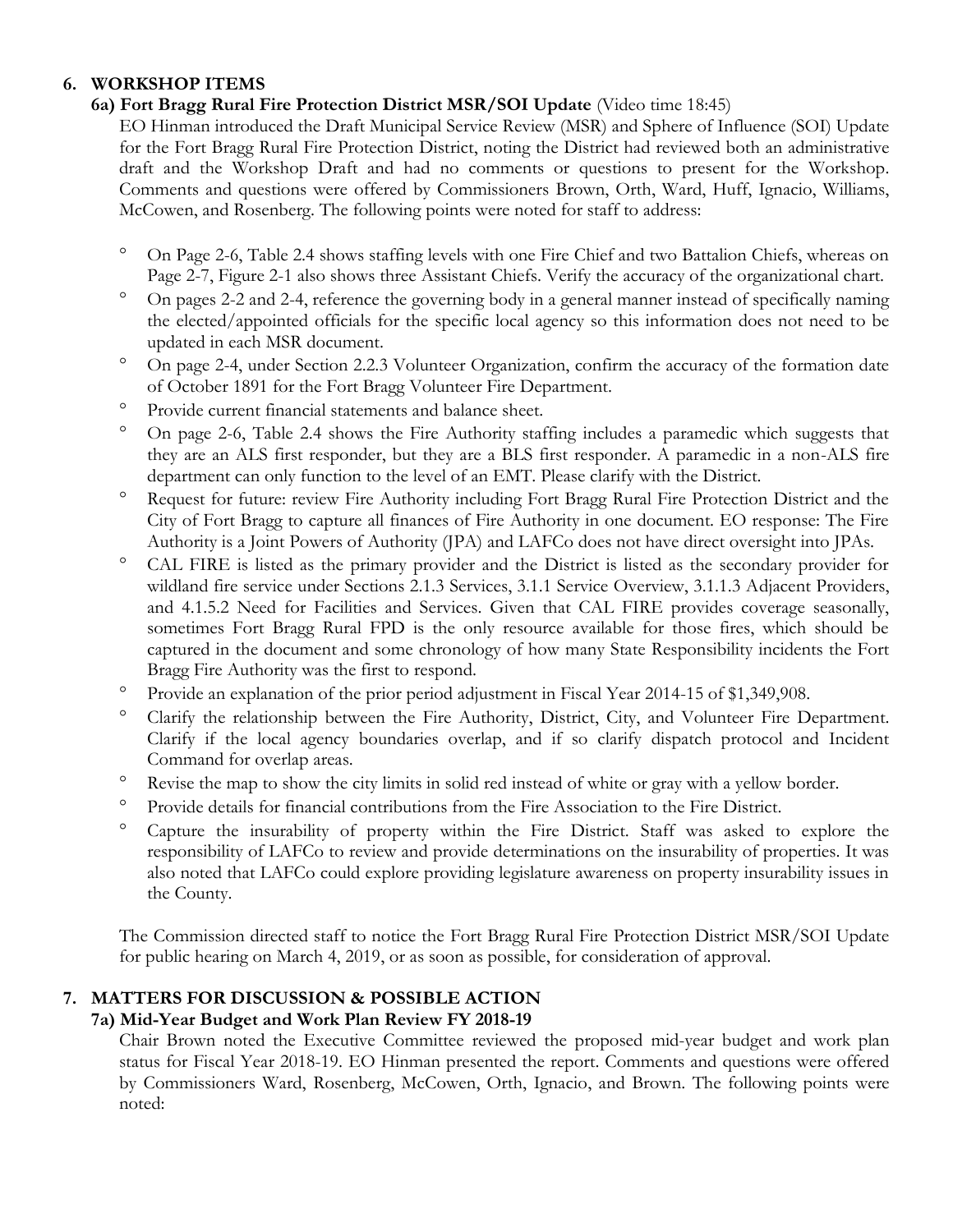## 6. WORKSHOP ITEMS

### 6a) Fort Bragg Rural Fire Protection District MSR/SOI Update (Video time 18:45)

EO Hinman introduced the Draft Municipal Service Review (MSR) and Sphere of Influence (SOI) Update for the Fort Bragg Rural Fire Protection District, noting the District had reviewed both an administrative draft and the Workshop Draft and had no comments or questions to present for the Workshop. Comments and questions were offered by Commissioners Brown, Orth, Ward, Huff, Ignacio, Williams, McCowen, and Rosenberg. The following points were noted for staff to address:

- On Page 2-6, Table 2.4 shows staffing levels with one Fire Chief and two Battalion Chiefs, whereas on Page 2-7, Figure 2-1 also shows three Assistant Chiefs. Verify the accuracy of the organizational chart.
- On pages 2-2 and 2-4, reference the governing body in a general manner instead of specifically naming the elected/appointed officials for the specific local agency so this information does not need to be updated in each MSR document.
- On page 2-4, under Section 2.2.3 Volunteer Organization, confirm the accuracy of the formation date of October 1891 for the Fort Bragg Volunteer Fire Department.
- Provide current financial statements and balance sheet.
- On page 2-6, Table 2.4 shows the Fire Authority staffing includes a paramedic which suggests that they are an ALS first responder, but they are a BLS first responder. A paramedic in a non-ALS fire department can only function to the level of an EMT. Please clarify with the District.
- Request for future: review Fire Authority including Fort Bragg Rural Fire Protection District and the City of Fort Bragg to capture all finances of Fire Authority in one document. EO response: The Fire Authority is a Joint Powers of Authority (JPA) and LAFCo does not have direct oversight into JPAs.
- CAL FIRE is listed as the primary provider and the District is listed as the secondary provider for wildland fire service under Sections 2.1.3 Services, 3.1.1 Service Overview, 3.1.1.3 Adjacent Providers, and 4.1.5.2 Need for Facilities and Services. Given that CAL FIRE provides coverage seasonally, sometimes Fort Bragg Rural FPD is the only resource available for those fires, which should be captured in the document and some chronology of how many State Responsibility incidents the Fort Bragg Fire Authority was the first to respond.
- Provide an explanation of the prior period adjustment in Fiscal Year 2014-15 of $1,349,908.
- Clarify the relationship between the Fire Authority, District, City, and Volunteer Fire Department. Clarify if the local agency boundaries overlap, and if so clarify dispatch protocol and Incident Command for overlap areas.
- Revise the map to show the city limits in solid red instead of white or gray with a yellow border.
- Provide details for financial contributions from the Fire Association to the Fire District.
- Capture the insurability of property within the Fire District. Staff was asked to explore the responsibility of LAFCo to review and provide determinations on the insurability of properties. It was also noted that LAFCo could explore providing legislature awareness on property insurability issues in the County.

The Commission directed staff to notice the Fort Bragg Rural Fire Protection District MSR/SOI Update for public hearing on March 4, 2019, or as soon as possible, for consideration of approval.

## 7. MATTERS FOR DISCUSSION & POSSIBLE ACTION

### 7a) Mid-Year Budget and Work Plan Review FY 2018-19

Chair Brown noted the Executive Committee reviewed the proposed mid-year budget and work plan status for Fiscal Year 2018-19. EO Hinman presented the report. Comments and questions were offered by Commissioners Ward, Rosenberg, McCowen, Orth, Ignacio, and Brown. The following points were noted: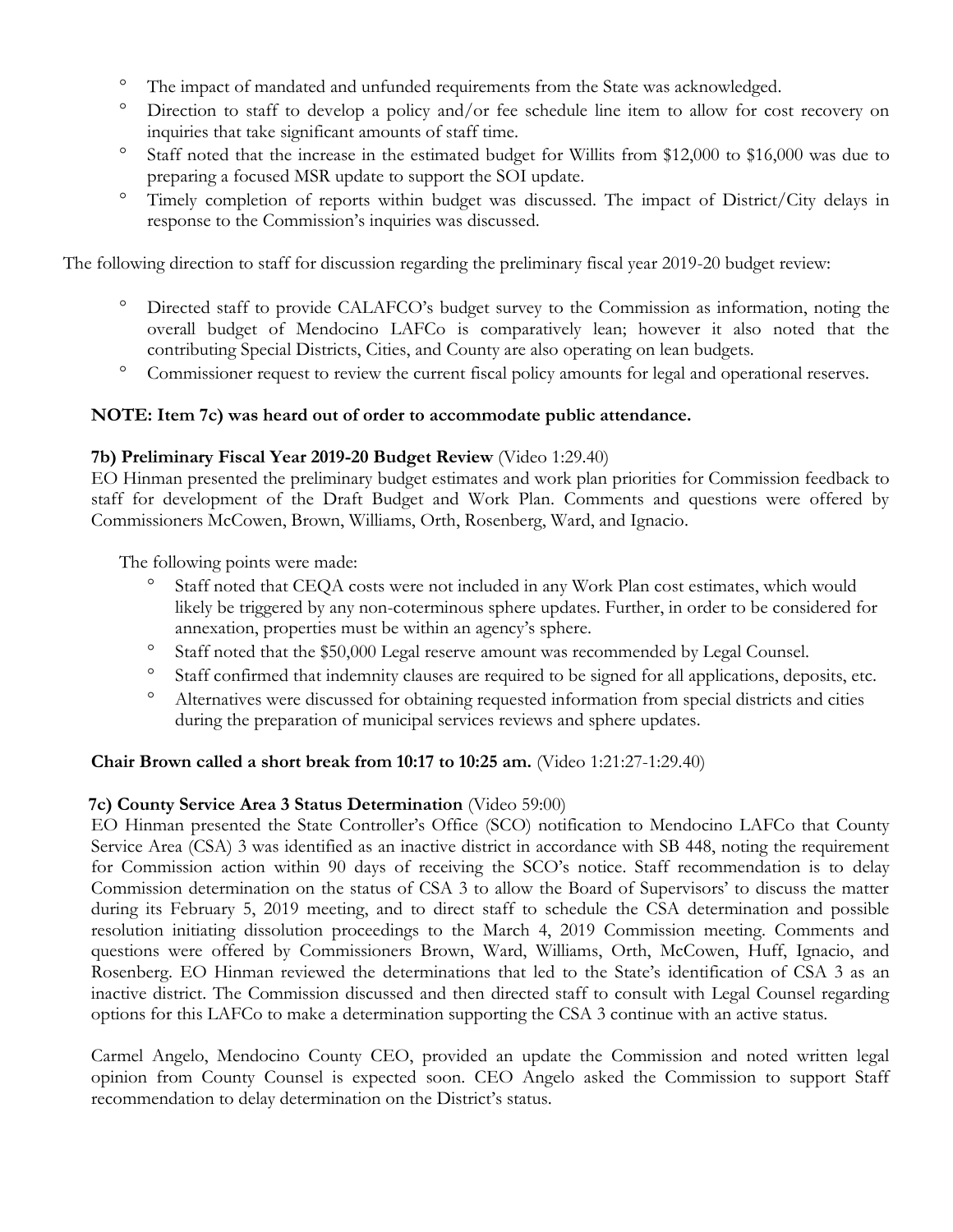- The impact of mandated and unfunded requirements from the State was acknowledged.
- Direction to staff to develop a policy and/or fee schedule line item to allow for cost recovery on inquiries that take significant amounts of staff time.
- Staff noted that the increase in the estimated budget for Willits from $12,000 to $16,000 was due to preparing a focused MSR update to support the SOI update.
- Timely completion of reports within budget was discussed. The impact of District/City delays in response to the Commission's inquiries was discussed.

The following direction to staff for discussion regarding the preliminary fiscal year 2019-20 budget review:

- Directed staff to provide CALAFCO's budget survey to the Commission as information, noting the overall budget of Mendocino LAFCo is comparatively lean; however it also noted that the contributing Special Districts, Cities, and County are also operating on lean budgets.
- Commissioner request to review the current fiscal policy amounts for legal and operational reserves.

**NOTE: Item 7c) was heard out of order to accommodate public attendance.**

**7b) Preliminary Fiscal Year 2019-20 Budget Review** (Video 1:29.40)
EO Hinman presented the preliminary budget estimates and work plan priorities for Commission feedback to staff for development of the Draft Budget and Work Plan. Comments and questions were offered by Commissioners McCowen, Brown, Williams, Orth, Rosenberg, Ward, and Ignacio.

The following points were made:

- Staff noted that CEQA costs were not included in any Work Plan cost estimates, which would likely be triggered by any non-coterminous sphere updates. Further, in order to be considered for annexation, properties must be within an agency's sphere.
- Staff noted that the $50,000 Legal reserve amount was recommended by Legal Counsel.
- Staff confirmed that indemnity clauses are required to be signed for all applications, deposits, etc.
- Alternatives were discussed for obtaining requested information from special districts and cities during the preparation of municipal services reviews and sphere updates.

**Chair Brown called a short break from 10:17 to 10:25 am.** (Video 1:21:27-1:29.40)

**7c) County Service Area 3 Status Determination** (Video 59:00)
EO Hinman presented the State Controller's Office (SCO) notification to Mendocino LAFCo that County Service Area (CSA) 3 was identified as an inactive district in accordance with SB 448, noting the requirement for Commission action within 90 days of receiving the SCO's notice. Staff recommendation is to delay Commission determination on the status of CSA 3 to allow the Board of Supervisors' to discuss the matter during its February 5, 2019 meeting, and to direct staff to schedule the CSA determination and possible resolution initiating dissolution proceedings to the March 4, 2019 Commission meeting. Comments and questions were offered by Commissioners Brown, Ward, Williams, Orth, McCowen, Huff, Ignacio, and Rosenberg. EO Hinman reviewed the determinations that led to the State's identification of CSA 3 as an inactive district. The Commission discussed and then directed staff to consult with Legal Counsel regarding options for this LAFCo to make a determination supporting the CSA 3 continue with an active status.

Carmel Angelo, Mendocino County CEO, provided an update the Commission and noted written legal opinion from County Counsel is expected soon. CEO Angelo asked the Commission to support Staff recommendation to delay determination on the District's status.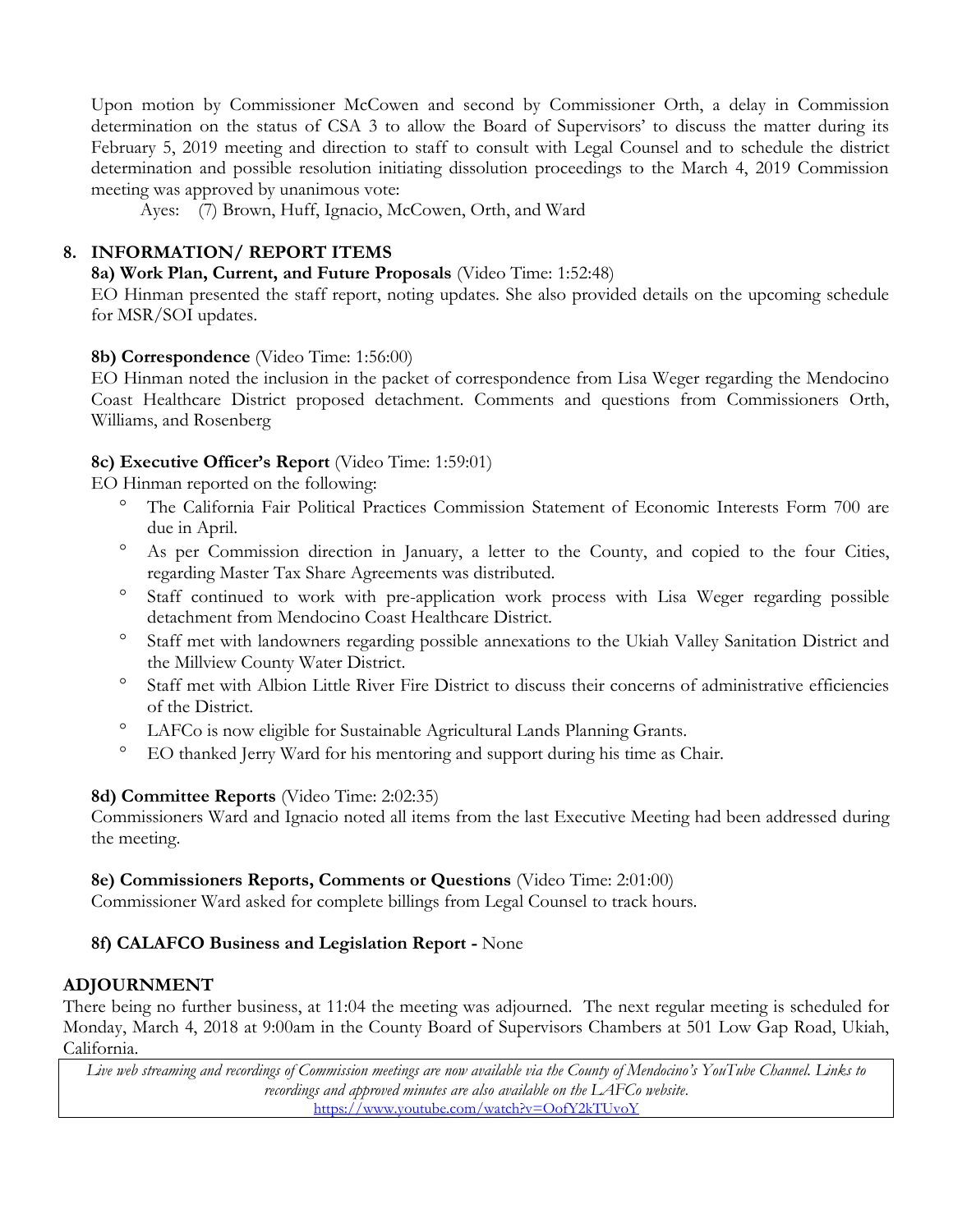Upon motion by Commissioner McCowen and second by Commissioner Orth, a delay in Commission determination on the status of CSA 3 to allow the Board of Supervisors' to discuss the matter during its February 5, 2019 meeting and direction to staff to consult with Legal Counsel and to schedule the district determination and possible resolution initiating dissolution proceedings to the March 4, 2019 Commission meeting was approved by unanimous vote:

Ayes: (7) Brown, Huff, Ignacio, McCowen, Orth, and Ward

## 8. INFORMATION/ REPORT ITEMS

**8a) Work Plan, Current, and Future Proposals** (Video Time: 1:52:48)
EO Hinman presented the staff report, noting updates. She also provided details on the upcoming schedule for MSR/SOI updates.

**8b) Correspondence** (Video Time: 1:56:00)
EO Hinman noted the inclusion in the packet of correspondence from Lisa Weger regarding the Mendocino Coast Healthcare District proposed detachment. Comments and questions from Commissioners Orth, Williams, and Rosenberg

**8c) Executive Officer's Report** (Video Time: 1:59:01)
EO Hinman reported on the following:

- The California Fair Political Practices Commission Statement of Economic Interests Form 700 are due in April.
- As per Commission direction in January, a letter to the County, and copied to the four Cities, regarding Master Tax Share Agreements was distributed.
- Staff continued to work with pre-application work process with Lisa Weger regarding possible detachment from Mendocino Coast Healthcare District.
- Staff met with landowners regarding possible annexations to the Ukiah Valley Sanitation District and the Millview County Water District.
- Staff met with Albion Little River Fire District to discuss their concerns of administrative efficiencies of the District.
- LAFCo is now eligible for Sustainable Agricultural Lands Planning Grants.
- EO thanked Jerry Ward for his mentoring and support during his time as Chair.

**8d) Committee Reports** (Video Time: 2:02:35)
Commissioners Ward and Ignacio noted all items from the last Executive Meeting had been addressed during the meeting.

**8e) Commissioners Reports, Comments or Questions** (Video Time: 2:01:00)
Commissioner Ward asked for complete billings from Legal Counsel to track hours.

**8f) CALAFCO Business and Legislation Report -** None

## ADJOURNMENT

There being no further business, at 11:04 the meeting was adjourned. The next regular meeting is scheduled for Monday, March 4, 2018 at 9:00am in the County Board of Supervisors Chambers at 501 Low Gap Road, Ukiah, California.

*Live web streaming and recordings of Commission meetings are now available via the County of Mendocino's YouTube Channel. Links to recordings and approved minutes are also available on the LAFCo website.*
https://www.youtube.com/watch?v=OofY2kTUvoY